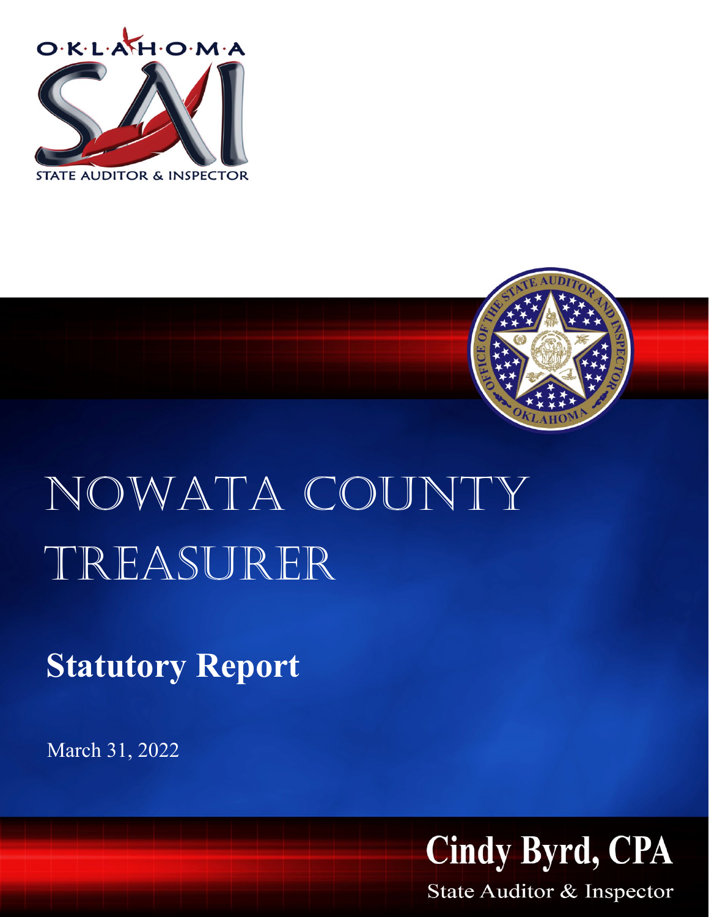OKLAHOMA

STATE AUDITOR & INSPECTOR

# NOWATA COUNTY TREASURER

## Statutory Report

March 31, 2022

**Cindy Byrd, CPA**

State Auditor & Inspector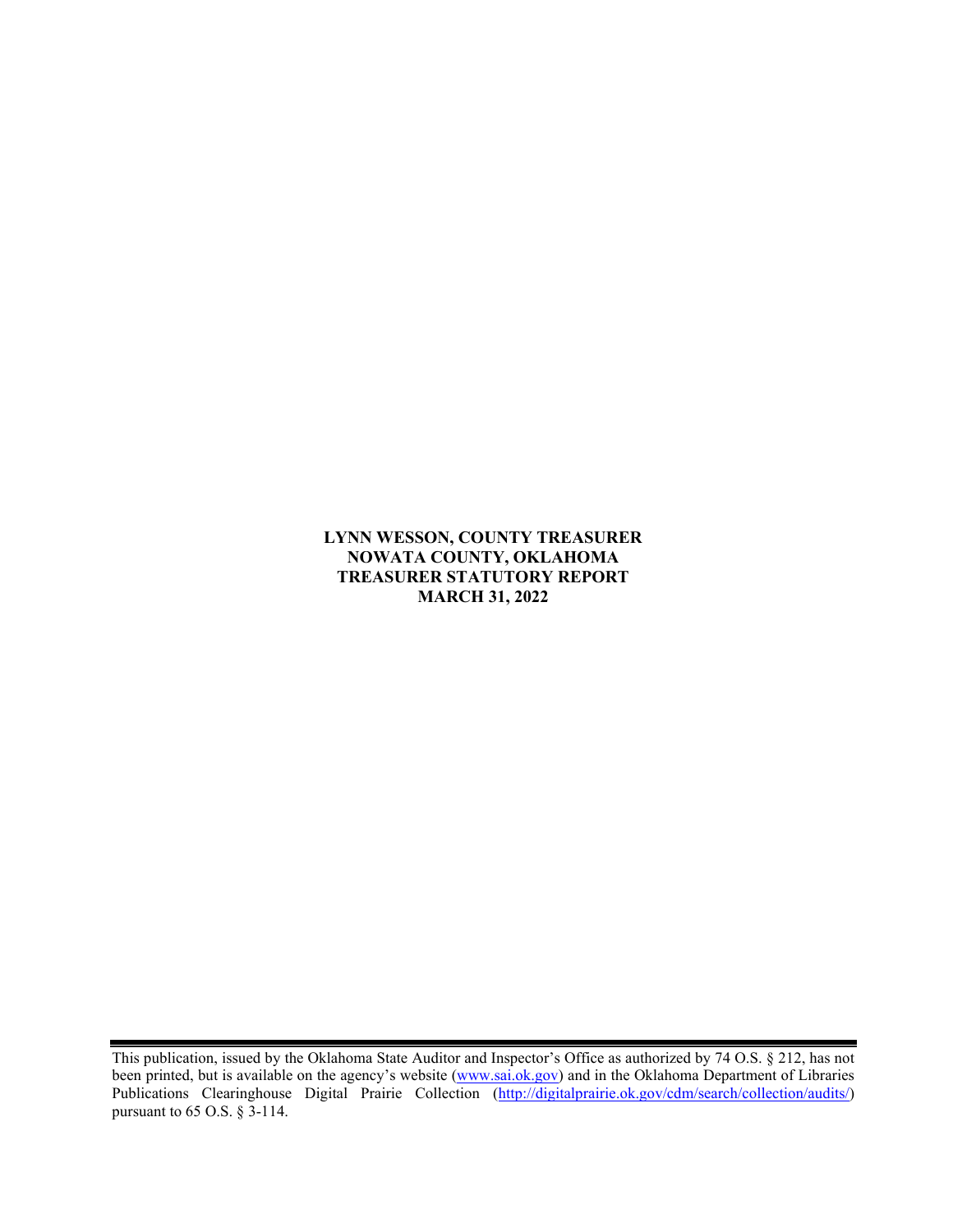**LYNN WESSON, COUNTY TREASURER**
**NOWATA COUNTY, OKLAHOMA**
**TREASURER STATUTORY REPORT**
**MARCH 31, 2022**

---

This publication, issued by the Oklahoma State Auditor and Inspector's Office as authorized by 74 O.S. § 212, has not been printed, but is available on the agency's website ([www.sai.ok.gov](www.sai.ok.gov)) and in the Oklahoma Department of Libraries Publications Clearinghouse Digital Prairie Collection ([http://digitalprairie.ok.gov/cdm/search/collection/audits/](http://digitalprairie.ok.gov/cdm/search/collection/audits/)) pursuant to 65 O.S. § 3-114.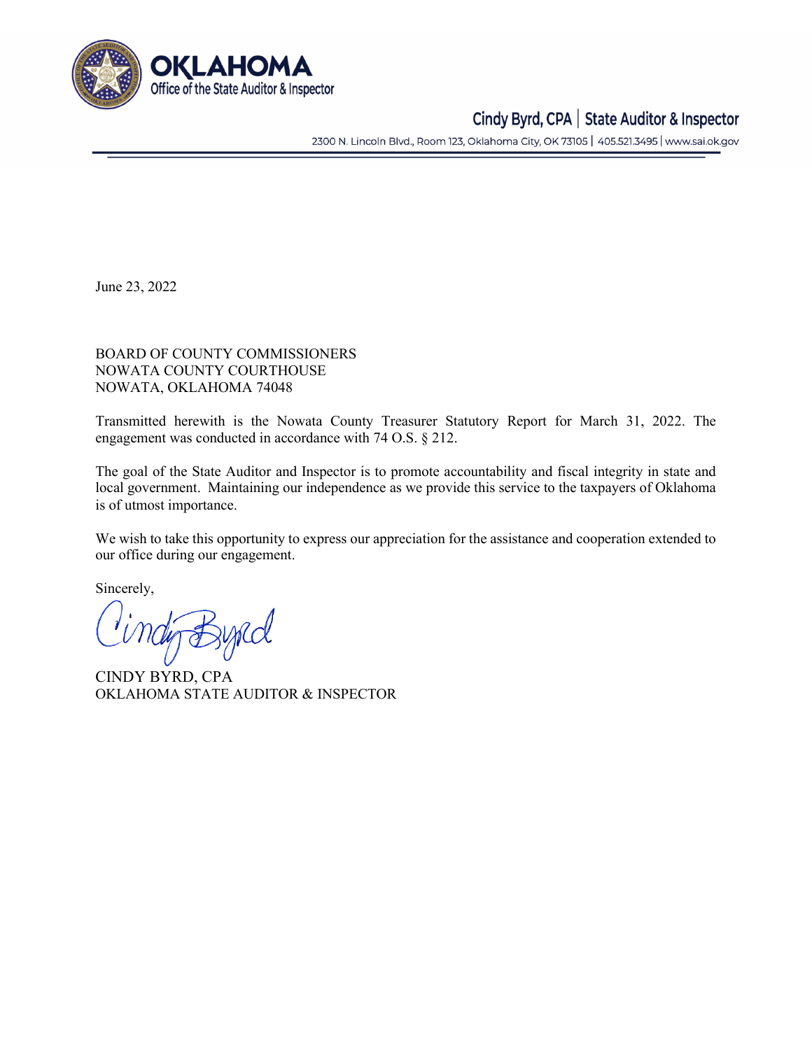OKLAHOMA
Office of the State Auditor & Inspector

Cindy Byrd, CPA | State Auditor & Inspector

2300 N. Lincoln Blvd., Room 123, Oklahoma City, OK 73105 | 405.521.3495 | www.sai.ok.gov

June 23, 2022

BOARD OF COUNTY COMMISSIONERS
NOWATA COUNTY COURTHOUSE
NOWATA, OKLAHOMA 74048

Transmitted herewith is the Nowata County Treasurer Statutory Report for March 31, 2022. The engagement was conducted in accordance with 74 O.S. § 212.

The goal of the State Auditor and Inspector is to promote accountability and fiscal integrity in state and local government. Maintaining our independence as we provide this service to the taxpayers of Oklahoma is of utmost importance.

We wish to take this opportunity to express our appreciation for the assistance and cooperation extended to our office during our engagement.

Sincerely,

CINDY BYRD, CPA
OKLAHOMA STATE AUDITOR & INSPECTOR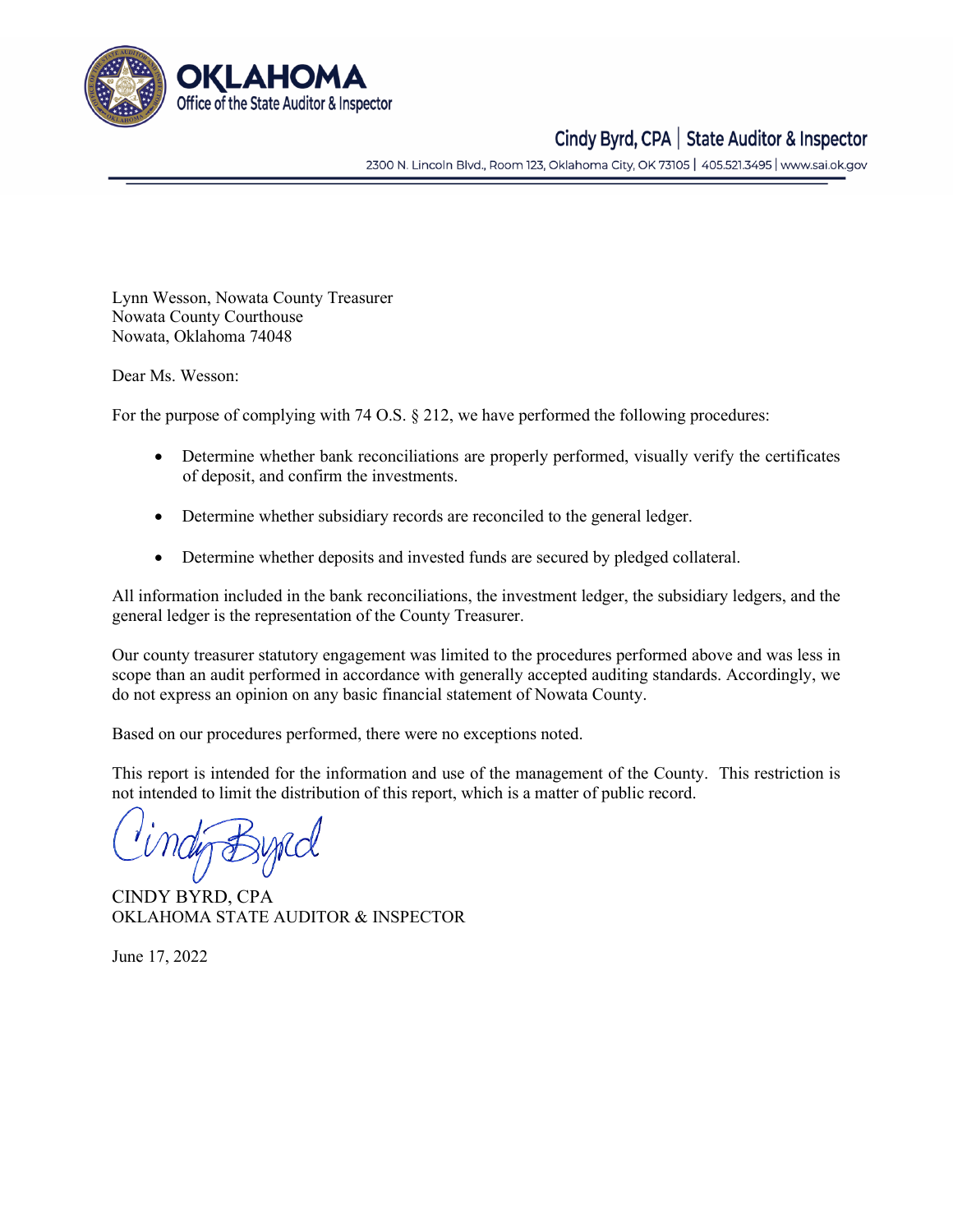Lynn Wesson, Nowata County Treasurer
Nowata County Courthouse
Nowata, Oklahoma 74048

Dear Ms. Wesson:

For the purpose of complying with 74 O.S. § 212, we have performed the following procedures:

- Determine whether bank reconciliations are properly performed, visually verify the certificates of deposit, and confirm the investments.
- Determine whether subsidiary records are reconciled to the general ledger.
- Determine whether deposits and invested funds are secured by pledged collateral.

All information included in the bank reconciliations, the investment ledger, the subsidiary ledgers, and the general ledger is the representation of the County Treasurer.

Our county treasurer statutory engagement was limited to the procedures performed above and was less in scope than an audit performed in accordance with generally accepted auditing standards. Accordingly, we do not express an opinion on any basic financial statement of Nowata County.

Based on our procedures performed, there were no exceptions noted.

This report is intended for the information and use of the management of the County. This restriction is not intended to limit the distribution of this report, which is a matter of public record.

CINDY BYRD, CPA
OKLAHOMA STATE AUDITOR & INSPECTOR

June 17, 2022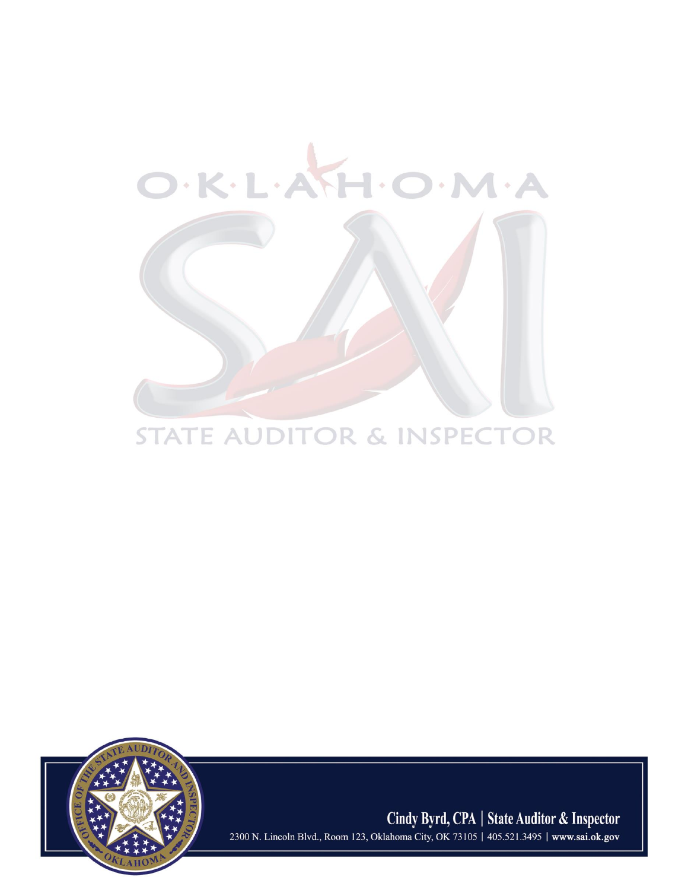OKLAHOMA

SAI

STATE AUDITOR & INSPECTOR

**Cindy Byrd, CPA | State Auditor & Inspector**

2300 N. Lincoln Blvd., Room 123, Oklahoma City, OK 73105 | 405.521.3495 | **www.sai.ok.gov**